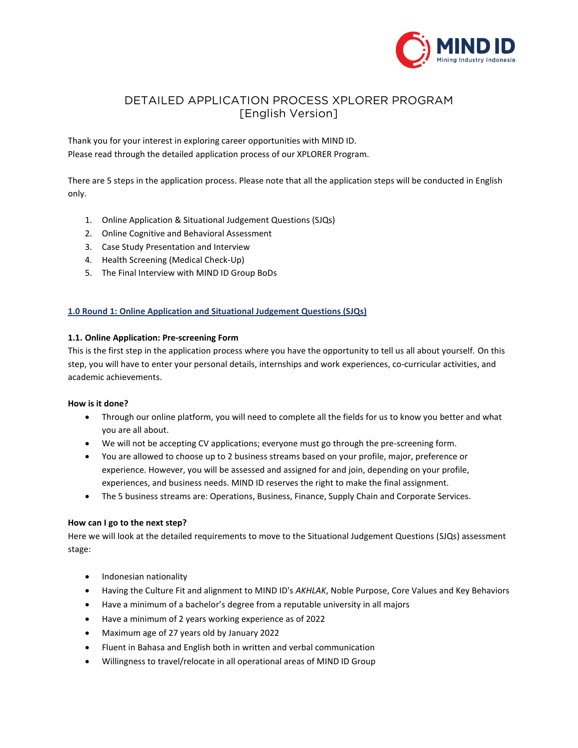# DETAILED APPLICATION PROCESS XPLORER PROGRAM
## [English Version]

Thank you for your interest in exploring career opportunities with MIND ID.
Please read through the detailed application process of our XPLORER Program.

There are 5 steps in the application process. Please note that all the application steps will be conducted in English only.

1. Online Application & Situational Judgement Questions (SJQs)
2. Online Cognitive and Behavioral Assessment
3. Case Study Presentation and Interview
4. Health Screening (Medical Check-Up)
5. The Final Interview with MIND ID Group BoDs

## 1.0 Round 1: Online Application and Situational Judgement Questions (SJQs)

### 1.1. Online Application: Pre-screening Form

This is the first step in the application process where you have the opportunity to tell us all about yourself. On this step, you will have to enter your personal details, internships and work experiences, co-curricular activities, and academic achievements.

**How is it done?**

- Through our online platform, you will need to complete all the fields for us to know you better and what you are all about.
- We will not be accepting CV applications; everyone must go through the pre-screening form.
- You are allowed to choose up to 2 business streams based on your profile, major, preference or experience. However, you will be assessed and assigned for and join, depending on your profile, experiences, and business needs. MIND ID reserves the right to make the final assignment.
- The 5 business streams are: Operations, Business, Finance, Supply Chain and Corporate Services.

**How can I go to the next step?**

Here we will look at the detailed requirements to move to the Situational Judgement Questions (SJQs) assessment stage:

- Indonesian nationality
- Having the Culture Fit and alignment to MIND ID's *AKHLAK*, Noble Purpose, Core Values and Key Behaviors
- Have a minimum of a bachelor's degree from a reputable university in all majors
- Have a minimum of 2 years working experience as of 2022
- Maximum age of 27 years old by January 2022
- Fluent in Bahasa and English both in written and verbal communication
- Willingness to travel/relocate in all operational areas of MIND ID Group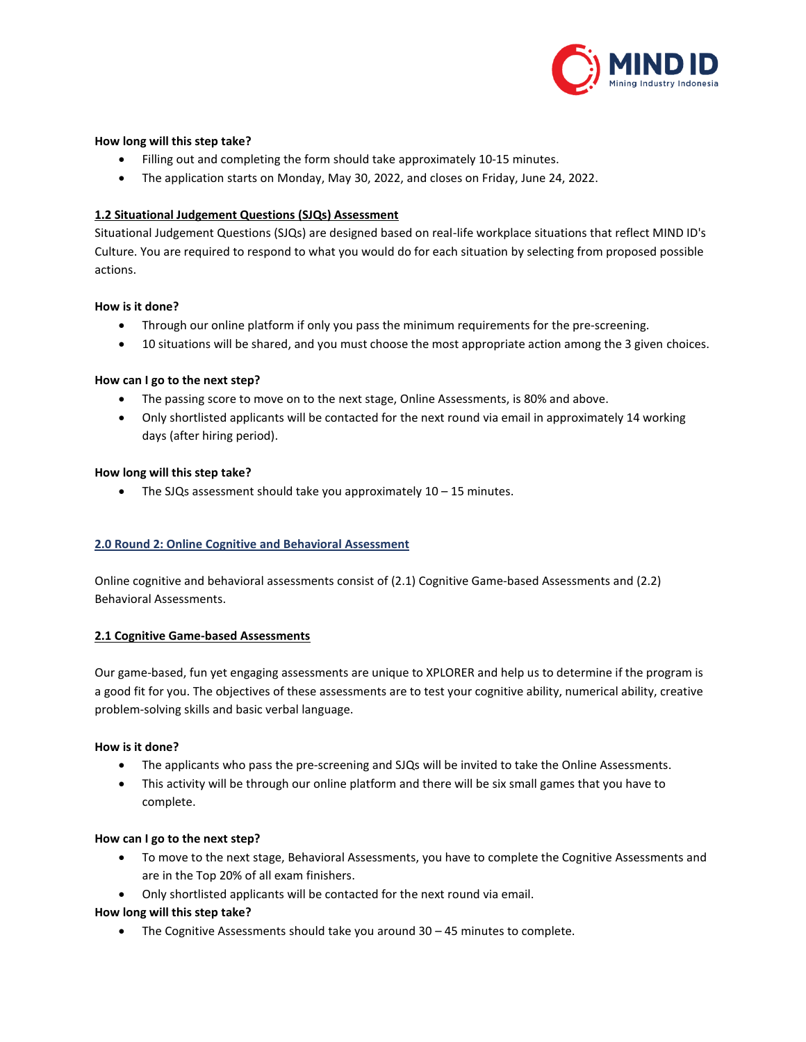**How long will this step take?**

- Filling out and completing the form should take approximately 10-15 minutes.
- The application starts on Monday, May 30, 2022, and closes on Friday, June 24, 2022.

### 1.2 Situational Judgement Questions (SJQs) Assessment

Situational Judgement Questions (SJQs) are designed based on real-life workplace situations that reflect MIND ID's Culture. You are required to respond to what you would do for each situation by selecting from proposed possible actions.

**How is it done?**

- Through our online platform if only you pass the minimum requirements for the pre-screening.
- 10 situations will be shared, and you must choose the most appropriate action among the 3 given choices.

**How can I go to the next step?**

- The passing score to move on to the next stage, Online Assessments, is 80% and above.
- Only shortlisted applicants will be contacted for the next round via email in approximately 14 working days (after hiring period).

**How long will this step take?**

- The SJQs assessment should take you approximately 10 – 15 minutes.

## 2.0 Round 2: Online Cognitive and Behavioral Assessment

Online cognitive and behavioral assessments consist of (2.1) Cognitive Game-based Assessments and (2.2) Behavioral Assessments.

### 2.1 Cognitive Game-based Assessments

Our game-based, fun yet engaging assessments are unique to XPLORER and help us to determine if the program is a good fit for you. The objectives of these assessments are to test your cognitive ability, numerical ability, creative problem-solving skills and basic verbal language.

**How is it done?**

- The applicants who pass the pre-screening and SJQs will be invited to take the Online Assessments.
- This activity will be through our online platform and there will be six small games that you have to complete.

**How can I go to the next step?**

- To move to the next stage, Behavioral Assessments, you have to complete the Cognitive Assessments and are in the Top 20% of all exam finishers.
- Only shortlisted applicants will be contacted for the next round via email.

**How long will this step take?**

- The Cognitive Assessments should take you around 30 – 45 minutes to complete.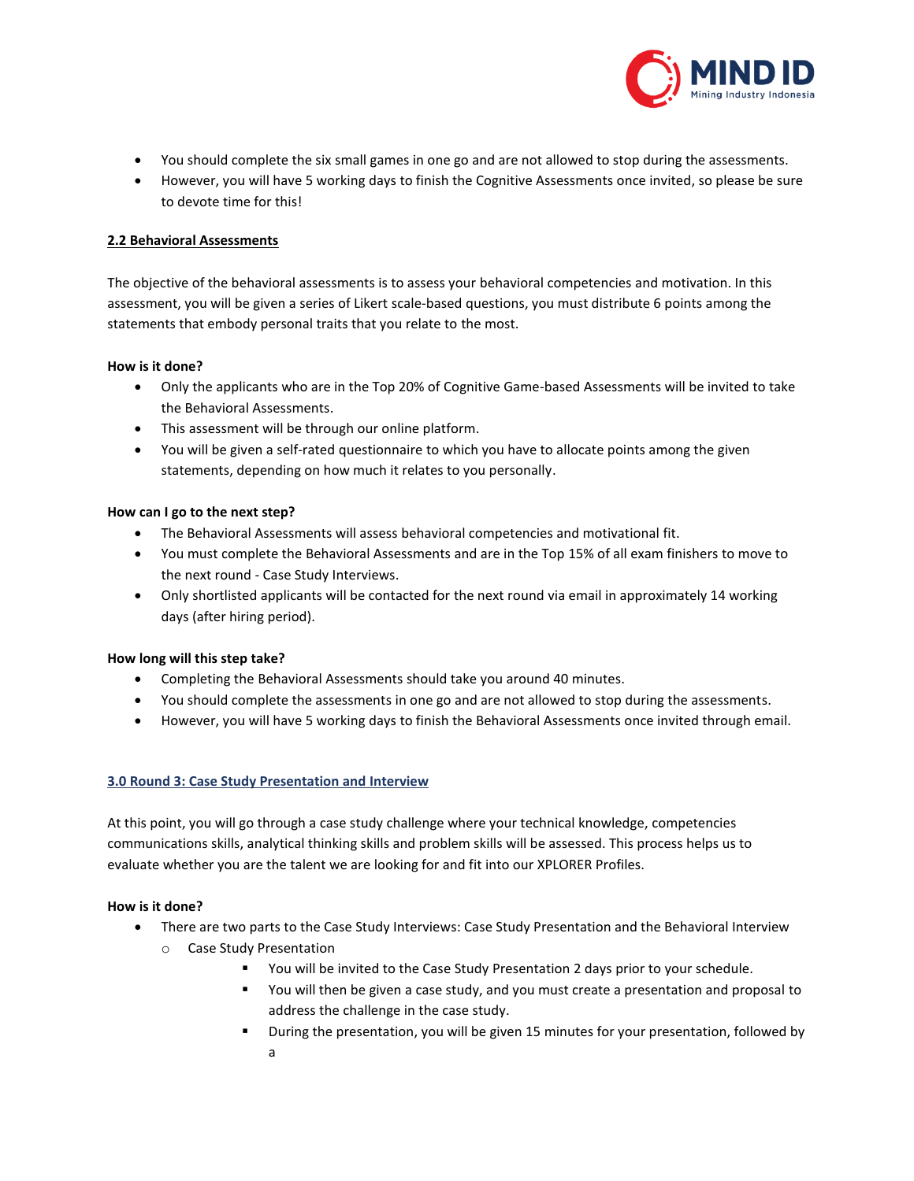- You should complete the six small games in one go and are not allowed to stop during the assessments.
- However, you will have 5 working days to finish the Cognitive Assessments once invited, so please be sure to devote time for this!

### 2.2 Behavioral Assessments

The objective of the behavioral assessments is to assess your behavioral competencies and motivation. In this assessment, you will be given a series of Likert scale-based questions, you must distribute 6 points among the statements that embody personal traits that you relate to the most.

**How is it done?**

- Only the applicants who are in the Top 20% of Cognitive Game-based Assessments will be invited to take the Behavioral Assessments.
- This assessment will be through our online platform.
- You will be given a self-rated questionnaire to which you have to allocate points among the given statements, depending on how much it relates to you personally.

**How can I go to the next step?**

- The Behavioral Assessments will assess behavioral competencies and motivational fit.
- You must complete the Behavioral Assessments and are in the Top 15% of all exam finishers to move to the next round - Case Study Interviews.
- Only shortlisted applicants will be contacted for the next round via email in approximately 14 working days (after hiring period).

**How long will this step take?**

- Completing the Behavioral Assessments should take you around 40 minutes.
- You should complete the assessments in one go and are not allowed to stop during the assessments.
- However, you will have 5 working days to finish the Behavioral Assessments once invited through email.

## 3.0 Round 3: Case Study Presentation and Interview

At this point, you will go through a case study challenge where your technical knowledge, competencies communications skills, analytical thinking skills and problem skills will be assessed. This process helps us to evaluate whether you are the talent we are looking for and fit into our XPLORER Profiles.

**How is it done?**

- There are two parts to the Case Study Interviews: Case Study Presentation and the Behavioral Interview
  - Case Study Presentation
    - You will be invited to the Case Study Presentation 2 days prior to your schedule.
    - You will then be given a case study, and you must create a presentation and proposal to address the challenge in the case study.
    - During the presentation, you will be given 15 minutes for your presentation, followed by a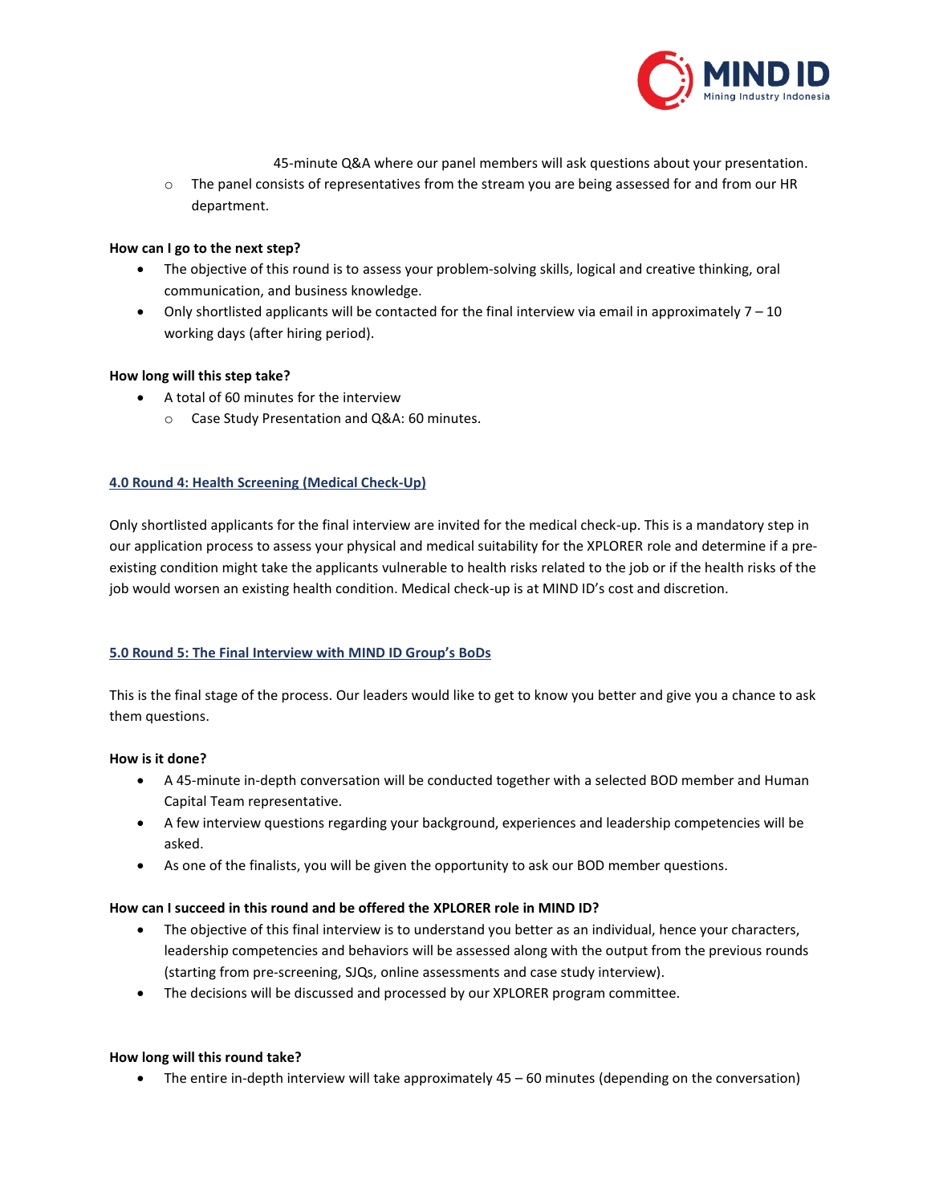45-minute Q&A where our panel members will ask questions about your presentation.

- The panel consists of representatives from the stream you are being assessed for and from our HR department.

**How can I go to the next step?**

- The objective of this round is to assess your problem-solving skills, logical and creative thinking, oral communication, and business knowledge.
- Only shortlisted applicants will be contacted for the final interview via email in approximately 7 – 10 working days (after hiring period).

**How long will this step take?**

- A total of 60 minutes for the interview
  - Case Study Presentation and Q&A: 60 minutes.

## 4.0 Round 4: Health Screening (Medical Check-Up)

Only shortlisted applicants for the final interview are invited for the medical check-up. This is a mandatory step in our application process to assess your physical and medical suitability for the XPLORER role and determine if a pre-existing condition might take the applicants vulnerable to health risks related to the job or if the health risks of the job would worsen an existing health condition. Medical check-up is at MIND ID's cost and discretion.

## 5.0 Round 5: The Final Interview with MIND ID Group's BoDs

This is the final stage of the process. Our leaders would like to get to know you better and give you a chance to ask them questions.

**How is it done?**

- A 45-minute in-depth conversation will be conducted together with a selected BOD member and Human Capital Team representative.
- A few interview questions regarding your background, experiences and leadership competencies will be asked.
- As one of the finalists, you will be given the opportunity to ask our BOD member questions.

**How can I succeed in this round and be offered the XPLORER role in MIND ID?**

- The objective of this final interview is to understand you better as an individual, hence your characters, leadership competencies and behaviors will be assessed along with the output from the previous rounds (starting from pre-screening, SJQs, online assessments and case study interview).
- The decisions will be discussed and processed by our XPLORER program committee.

**How long will this round take?**

- The entire in-depth interview will take approximately 45 – 60 minutes (depending on the conversation)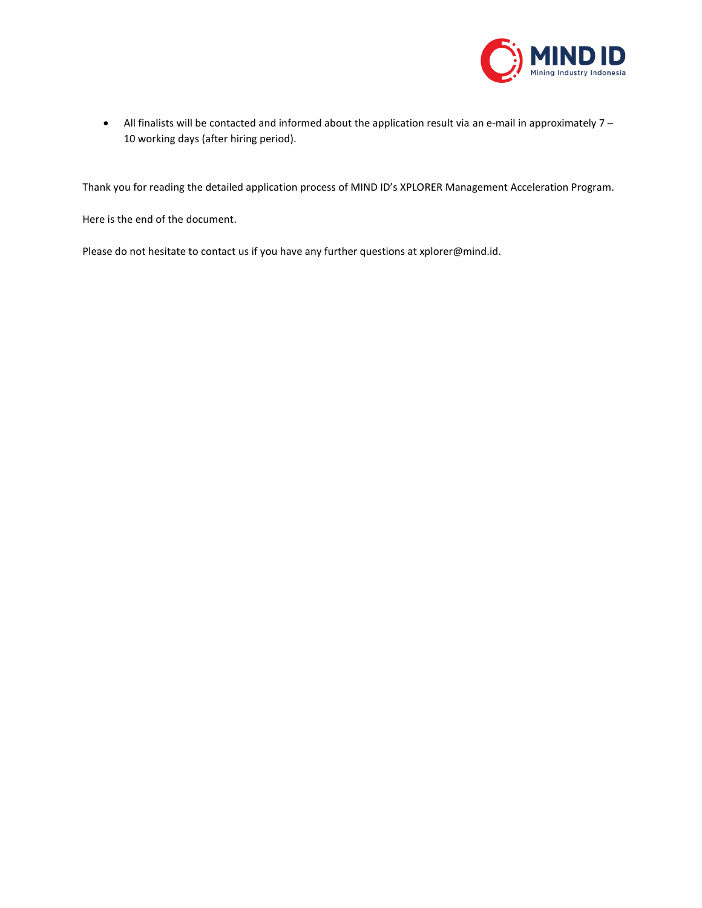- All finalists will be contacted and informed about the application result via an e-mail in approximately 7 – 10 working days (after hiring period).

Thank you for reading the detailed application process of MIND ID's XPLORER Management Acceleration Program.

Here is the end of the document.

Please do not hesitate to contact us if you have any further questions at xplorer@mind.id.